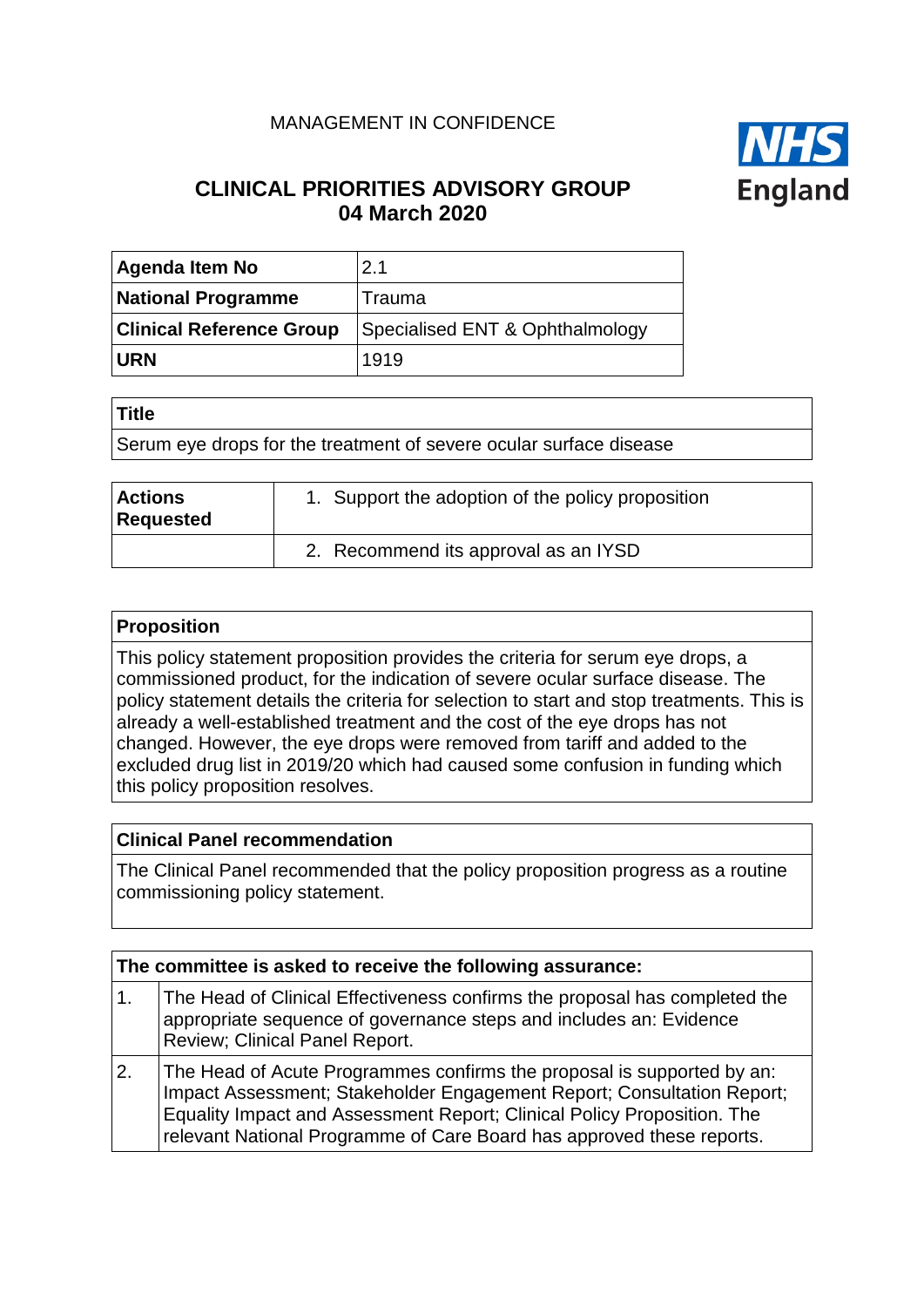MANAGEMENT IN CONFIDENCE

NHS England

# CLINICAL PRIORITIES ADVISORY GROUP 04 March 2020

| | |
|---|---|
| **Agenda Item No** | 2.1 |
| **National Programme** | Trauma |
| **Clinical Reference Group** | Specialised ENT & Ophthalmology |
| **URN** | 1919 |

| **Title** |
|---|
| Serum eye drops for the treatment of severe ocular surface disease |

| | |
|---|---|
| **Actions Requested** | 1. Support the adoption of the policy proposition |
| | 2. Recommend its approval as an IYSD |

| **Proposition** |
|---|
| This policy statement proposition provides the criteria for serum eye drops, a commissioned product, for the indication of severe ocular surface disease. The policy statement details the criteria for selection to start and stop treatments. This is already a well-established treatment and the cost of the eye drops has not changed. However, the eye drops were removed from tariff and added to the excluded drug list in 2019/20 which had caused some confusion in funding which this policy proposition resolves. |

| **Clinical Panel recommendation** |
|---|
| The Clinical Panel recommended that the policy proposition progress as a routine commissioning policy statement. |

| **The committee is asked to receive the following assurance:** | |
|---|---|
| 1. | The Head of Clinical Effectiveness confirms the proposal has completed the appropriate sequence of governance steps and includes an: Evidence Review; Clinical Panel Report. |
| 2. | The Head of Acute Programmes confirms the proposal is supported by an: Impact Assessment; Stakeholder Engagement Report; Consultation Report; Equality Impact and Assessment Report; Clinical Policy Proposition. The relevant National Programme of Care Board has approved these reports. |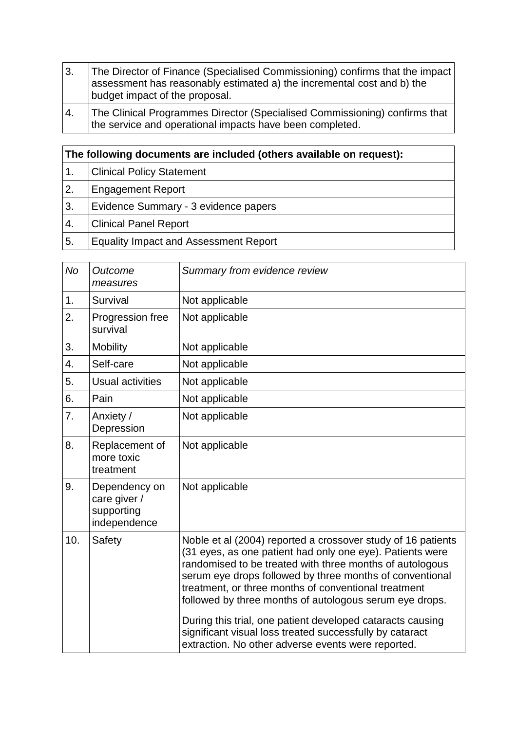| | |
|---|---|
| 3. | The Director of Finance (Specialised Commissioning) confirms that the impact assessment has reasonably estimated a) the incremental cost and b) the budget impact of the proposal. |
| 4. | The Clinical Programmes Director (Specialised Commissioning) confirms that the service and operational impacts have been completed. |

| **The following documents are included (others available on request):** | |
|---|---|
| 1. | Clinical Policy Statement |
| 2. | Engagement Report |
| 3. | Evidence Summary - 3 evidence papers |
| 4. | Clinical Panel Report |
| 5. | Equality Impact and Assessment Report |

| *No* | *Outcome measures* | *Summary from evidence review* |
|---|---|---|
| 1. | Survival | Not applicable |
| 2. | Progression free survival | Not applicable |
| 3. | Mobility | Not applicable |
| 4. | Self-care | Not applicable |
| 5. | Usual activities | Not applicable |
| 6. | Pain | Not applicable |
| 7. | Anxiety / Depression | Not applicable |
| 8. | Replacement of more toxic treatment | Not applicable |
| 9. | Dependency on care giver / supporting independence | Not applicable |
| 10. | Safety | Noble et al (2004) reported a crossover study of 16 patients (31 eyes, as one patient had only one eye). Patients were randomised to be treated with three months of autologous serum eye drops followed by three months of conventional treatment, or three months of conventional treatment followed by three months of autologous serum eye drops.<br><br>During this trial, one patient developed cataracts causing significant visual loss treated successfully by cataract extraction. No other adverse events were reported. |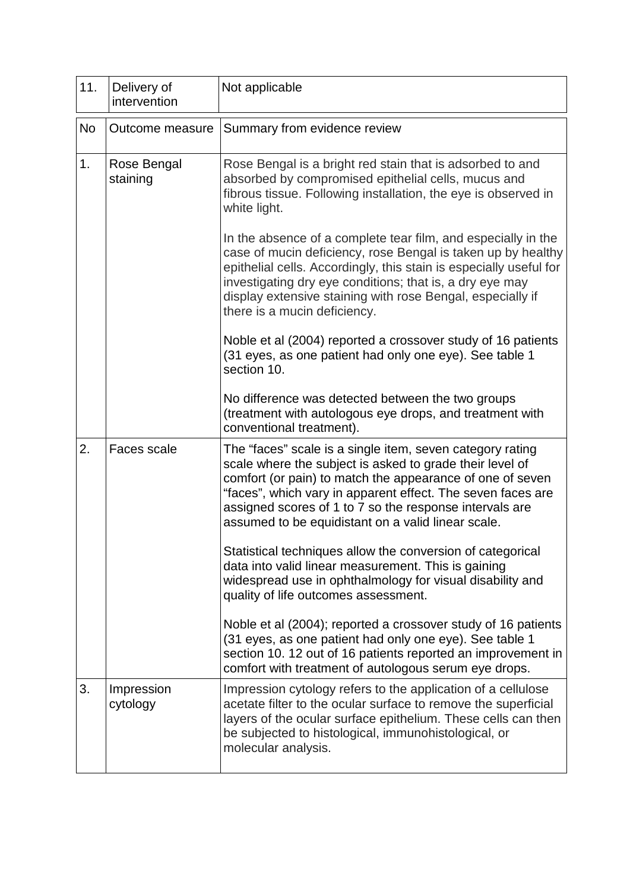| 11. | Delivery of intervention | Not applicable |
|---|---|---|

| No | Outcome measure | Summary from evidence review |
|---|---|---|
| 1. | Rose Bengal staining | Rose Bengal is a bright red stain that is adsorbed to and absorbed by compromised epithelial cells, mucus and fibrous tissue. Following installation, the eye is observed in white light.<br><br>In the absence of a complete tear film, and especially in the case of mucin deficiency, rose Bengal is taken up by healthy epithelial cells. Accordingly, this stain is especially useful for investigating dry eye conditions; that is, a dry eye may display extensive staining with rose Bengal, especially if there is a mucin deficiency.<br><br>Noble et al (2004) reported a crossover study of 16 patients (31 eyes, as one patient had only one eye). See table 1 section 10.<br><br>No difference was detected between the two groups (treatment with autologous eye drops, and treatment with conventional treatment). |
| 2. | Faces scale | The "faces" scale is a single item, seven category rating scale where the subject is asked to grade their level of comfort (or pain) to match the appearance of one of seven "faces", which vary in apparent effect. The seven faces are assigned scores of 1 to 7 so the response intervals are assumed to be equidistant on a valid linear scale.<br><br>Statistical techniques allow the conversion of categorical data into valid linear measurement. This is gaining widespread use in ophthalmology for visual disability and quality of life outcomes assessment.<br><br>Noble et al (2004); reported a crossover study of 16 patients (31 eyes, as one patient had only one eye). See table 1 section 10. 12 out of 16 patients reported an improvement in comfort with treatment of autologous serum eye drops. |
| 3. | Impression cytology | Impression cytology refers to the application of a cellulose acetate filter to the ocular surface to remove the superficial layers of the ocular surface epithelium. These cells can then be subjected to histological, immunohistological, or molecular analysis. |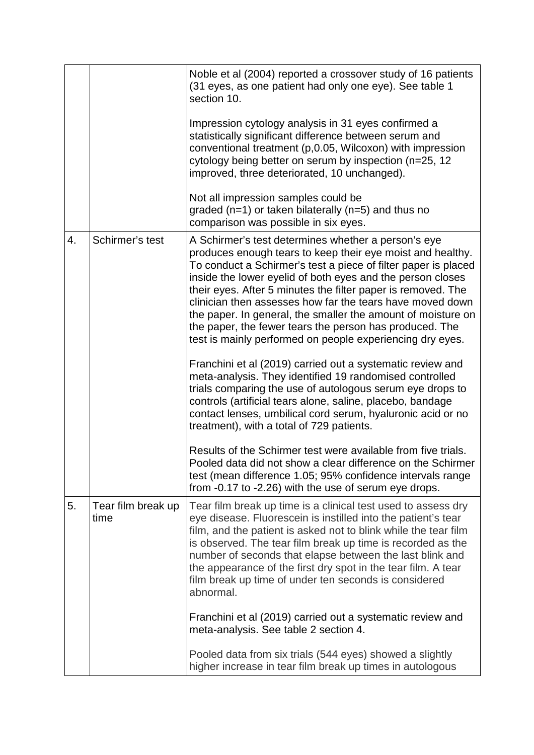| | | |
|---|---|---|
| | | Noble et al (2004) reported a crossover study of 16 patients (31 eyes, as one patient had only one eye). See table 1 section 10.<br><br>Impression cytology analysis in 31 eyes confirmed a statistically significant difference between serum and conventional treatment (p,0.05, Wilcoxon) with impression cytology being better on serum by inspection (n=25, 12 improved, three deteriorated, 10 unchanged).<br><br>Not all impression samples could be graded (n=1) or taken bilaterally (n=5) and thus no comparison was possible in six eyes. |
| 4. | Schirmer's test | A Schirmer's test determines whether a person's eye produces enough tears to keep their eye moist and healthy. To conduct a Schirmer's test a piece of filter paper is placed inside the lower eyelid of both eyes and the person closes their eyes. After 5 minutes the filter paper is removed. The clinician then assesses how far the tears have moved down the paper. In general, the smaller the amount of moisture on the paper, the fewer tears the person has produced. The test is mainly performed on people experiencing dry eyes.<br><br>Franchini et al (2019) carried out a systematic review and meta-analysis. They identified 19 randomised controlled trials comparing the use of autologous serum eye drops to controls (artificial tears alone, saline, placebo, bandage contact lenses, umbilical cord serum, hyaluronic acid or no treatment), with a total of 729 patients.<br><br>Results of the Schirmer test were available from five trials. Pooled data did not show a clear difference on the Schirmer test (mean difference 1.05; 95% confidence intervals range from -0.17 to -2.26) with the use of serum eye drops. |
| 5. | Tear film break up time | Tear film break up time is a clinical test used to assess dry eye disease. Fluorescein is instilled into the patient's tear film, and the patient is asked not to blink while the tear film is observed. The tear film break up time is recorded as the number of seconds that elapse between the last blink and the appearance of the first dry spot in the tear film. A tear film break up time of under ten seconds is considered abnormal.<br><br>Franchini et al (2019) carried out a systematic review and meta-analysis. See table 2 section 4.<br><br>Pooled data from six trials (544 eyes) showed a slightly higher increase in tear film break up times in autologous |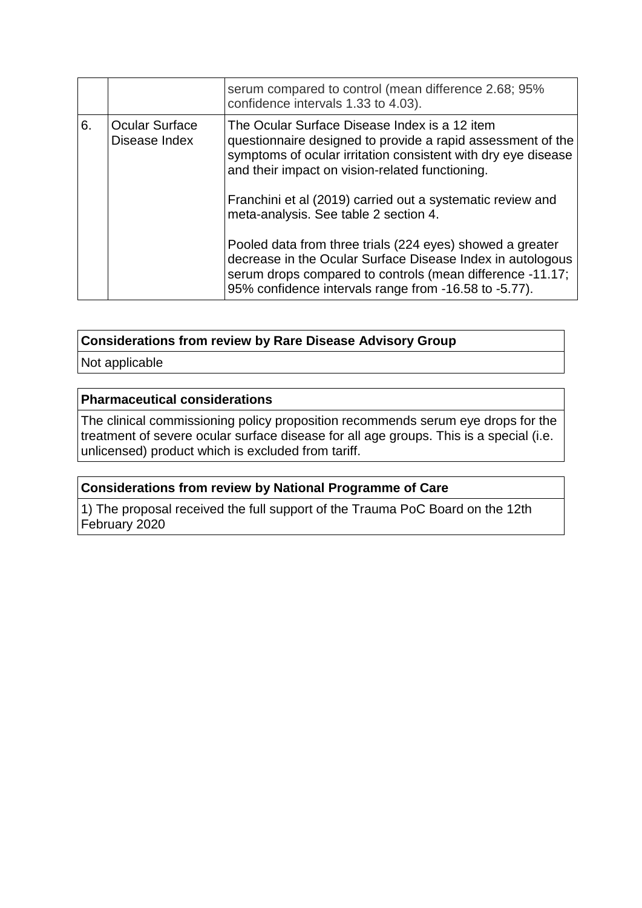| | | |
|---|---|---|
| | | serum compared to control (mean difference 2.68; 95% confidence intervals 1.33 to 4.03). |
| 6. | Ocular Surface Disease Index | The Ocular Surface Disease Index is a 12 item questionnaire designed to provide a rapid assessment of the symptoms of ocular irritation consistent with dry eye disease and their impact on vision-related functioning.<br><br>Franchini et al (2019) carried out a systematic review and meta-analysis. See table 2 section 4.<br><br>Pooled data from three trials (224 eyes) showed a greater decrease in the Ocular Surface Disease Index in autologous serum drops compared to controls (mean difference -11.17; 95% confidence intervals range from -16.58 to -5.77). |

| **Considerations from review by Rare Disease Advisory Group** |
|---|
| Not applicable |

| **Pharmaceutical considerations** |
|---|
| The clinical commissioning policy proposition recommends serum eye drops for the treatment of severe ocular surface disease for all age groups. This is a special (i.e. unlicensed) product which is excluded from tariff. |

| **Considerations from review by National Programme of Care** |
|---|
| 1) The proposal received the full support of the Trauma PoC Board on the 12th February 2020 |